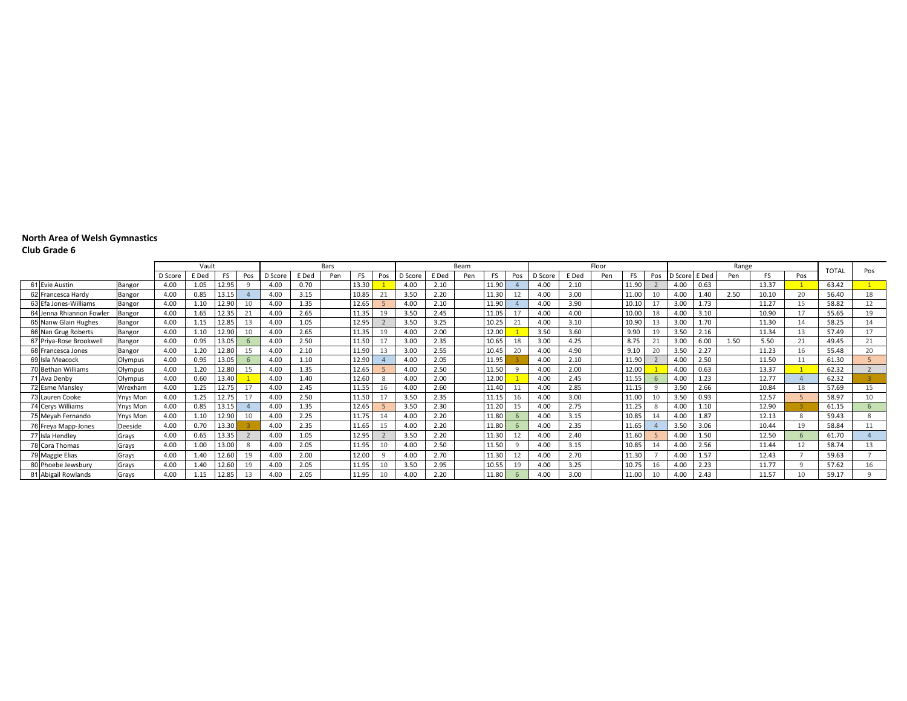**North Area of Welsh Gymnastics**
**Club Grade 6**

| | | Vault | | | | Bars | | | | | Beam | | | | | Floor | | | | | Range | | | | | TOTAL | Pos |
|---|---|---|---|---|---|---|---|---|---|---|---|---|---|---|---|---|---|---|---|---|---|---|---|---|---|---|---|
| | | D Score | E Ded | FS | Pos | D Score | E Ded | Pen | FS | Pos | D Score | E Ded | Pen | FS | Pos | D Score | E Ded | Pen | FS | Pos | D Score | E Ded | Pen | FS | Pos | | |
| 61 Evie Austin | Bangor | 4.00 | 1.05 | 12.95 | 9 | 4.00 | 0.70 | | 13.30 | 1 | 4.00 | 2.10 | | 11.90 | 4 | 4.00 | 2.10 | | 11.90 | 2 | 4.00 | 0.63 | | 13.37 | 1 | 63.42 | 1 |
| 62 Francesca Hardy | Bangor | 4.00 | 0.85 | 13.15 | 4 | 4.00 | 3.15 | | 10.85 | 21 | 3.50 | 2.20 | | 11.30 | 12 | 4.00 | 3.00 | | 11.00 | 10 | 4.00 | 1.40 | 2.50 | 10.10 | 20 | 56.40 | 18 |
| 63 Efa Jones-Williams | Bangor | 4.00 | 1.10 | 12.90 | 10 | 4.00 | 1.35 | | 12.65 | 5 | 4.00 | 2.10 | | 11.90 | 4 | 4.00 | 3.90 | | 10.10 | 17 | 3.00 | 1.73 | | 11.27 | 15 | 58.82 | 12 |
| 64 Jenna Rhiannon Fowler | Bangor | 4.00 | 1.65 | 12.35 | 21 | 4.00 | 2.65 | | 11.35 | 19 | 3.50 | 2.45 | | 11.05 | 17 | 4.00 | 4.00 | | 10.00 | 18 | 4.00 | 3.10 | | 10.90 | 17 | 55.65 | 19 |
| 65 Nanw Glain Hughes | Bangor | 4.00 | 1.15 | 12.85 | 13 | 4.00 | 1.05 | | 12.95 | 2 | 3.50 | 3.25 | | 10.25 | 21 | 4.00 | 3.10 | | 10.90 | 13 | 3.00 | 1.70 | | 11.30 | 14 | 58.25 | 14 |
| 66 Nan Grug Roberts | Bangor | 4.00 | 1.10 | 12.90 | 10 | 4.00 | 2.65 | | 11.35 | 19 | 4.00 | 2.00 | | 12.00 | 1 | 3.50 | 3.60 | | 9.90 | 19 | 3.50 | 2.16 | | 11.34 | 13 | 57.49 | 17 |
| 67 Priya-Rose Brookwell | Bangor | 4.00 | 0.95 | 13.05 | 6 | 4.00 | 2.50 | | 11.50 | 17 | 3.00 | 2.35 | | 10.65 | 18 | 3.00 | 4.25 | | 8.75 | 21 | 3.00 | 6.00 | 1.50 | 5.50 | 21 | 49.45 | 21 |
| 68 Francesca Jones | Bangor | 4.00 | 1.20 | 12.80 | 15 | 4.00 | 2.10 | | 11.90 | 13 | 3.00 | 2.55 | | 10.45 | 20 | 4.00 | 4.90 | | 9.10 | 20 | 3.50 | 2.27 | | 11.23 | 16 | 55.48 | 20 |
| 69 Isla Meacock | Olympus | 4.00 | 0.95 | 13.05 | 6 | 4.00 | 1.10 | | 12.90 | 4 | 4.00 | 2.05 | | 11.95 | 3 | 4.00 | 2.10 | | 11.90 | 2 | 4.00 | 2.50 | | 11.50 | 11 | 61.30 | 5 |
| 70 Bethan Williams | Olympus | 4.00 | 1.20 | 12.80 | 15 | 4.00 | 1.35 | | 12.65 | 5 | 4.00 | 2.50 | | 11.50 | 9 | 4.00 | 2.00 | | 12.00 | 1 | 4.00 | 0.63 | | 13.37 | 1 | 62.32 | 2 |
| 71 Ava Denby | Olympus | 4.00 | 0.60 | 13.40 | 1 | 4.00 | 1.40 | | 12.60 | 8 | 4.00 | 2.00 | | 12.00 | 1 | 4.00 | 2.45 | | 11.55 | 6 | 4.00 | 1.23 | | 12.77 | 4 | 62.32 | 3 |
| 72 Esme Mansley | Wrexham | 4.00 | 1.25 | 12.75 | 17 | 4.00 | 2.45 | | 11.55 | 16 | 4.00 | 2.60 | | 11.40 | 11 | 4.00 | 2.85 | | 11.15 | 9 | 3.50 | 2.66 | | 10.84 | 18 | 57.69 | 15 |
| 73 Lauren Cooke | Ynys Mon | 4.00 | 1.25 | 12.75 | 17 | 4.00 | 2.50 | | 11.50 | 17 | 3.50 | 2.35 | | 11.15 | 16 | 4.00 | 3.00 | | 11.00 | 10 | 3.50 | 0.93 | | 12.57 | 5 | 58.97 | 10 |
| 74 Cerys Williams | Ynys Mon | 4.00 | 0.85 | 13.15 | 4 | 4.00 | 1.35 | | 12.65 | 5 | 3.50 | 2.30 | | 11.20 | 15 | 4.00 | 2.75 | | 11.25 | 8 | 4.00 | 1.10 | | 12.90 | 3 | 61.15 | 6 |
| 75 Meyah Fernando | Ynys Mon | 4.00 | 1.10 | 12.90 | 10 | 4.00 | 2.25 | | 11.75 | 14 | 4.00 | 2.20 | | 11.80 | 6 | 4.00 | 3.15 | | 10.85 | 14 | 4.00 | 1.87 | | 12.13 | 8 | 59.43 | 8 |
| 76 Freya Mapp-Jones | Deeside | 4.00 | 0.70 | 13.30 | 3 | 4.00 | 2.35 | | 11.65 | 15 | 4.00 | 2.20 | | 11.80 | 6 | 4.00 | 2.35 | | 11.65 | 4 | 3.50 | 3.06 | | 10.44 | 19 | 58.84 | 11 |
| 77 Isla Hendley | Grays | 4.00 | 0.65 | 13.35 | 2 | 4.00 | 1.05 | | 12.95 | 2 | 3.50 | 2.20 | | 11.30 | 12 | 4.00 | 2.40 | | 11.60 | 5 | 4.00 | 1.50 | | 12.50 | 6 | 61.70 | 4 |
| 78 Cora Thomas | Grays | 4.00 | 1.00 | 13.00 | 8 | 4.00 | 2.05 | | 11.95 | 10 | 4.00 | 2.50 | | 11.50 | 9 | 4.00 | 3.15 | | 10.85 | 14 | 4.00 | 2.56 | | 11.44 | 12 | 58.74 | 13 |
| 79 Maggie Elias | Grays | 4.00 | 1.40 | 12.60 | 19 | 4.00 | 2.00 | | 12.00 | 9 | 4.00 | 2.70 | | 11.30 | 12 | 4.00 | 2.70 | | 11.30 | 7 | 4.00 | 1.57 | | 12.43 | 7 | 59.63 | 7 |
| 80 Phoebe Jewsbury | Grays | 4.00 | 1.40 | 12.60 | 19 | 4.00 | 2.05 | | 11.95 | 10 | 3.50 | 2.95 | | 10.55 | 19 | 4.00 | 3.25 | | 10.75 | 16 | 4.00 | 2.23 | | 11.77 | 9 | 57.62 | 16 |
| 81 Abigail Rowlands | Grays | 4.00 | 1.15 | 12.85 | 13 | 4.00 | 2.05 | | 11.95 | 10 | 4.00 | 2.20 | | 11.80 | 6 | 4.00 | 3.00 | | 11.00 | 10 | 4.00 | 2.43 | | 11.57 | 10 | 59.17 | 9 |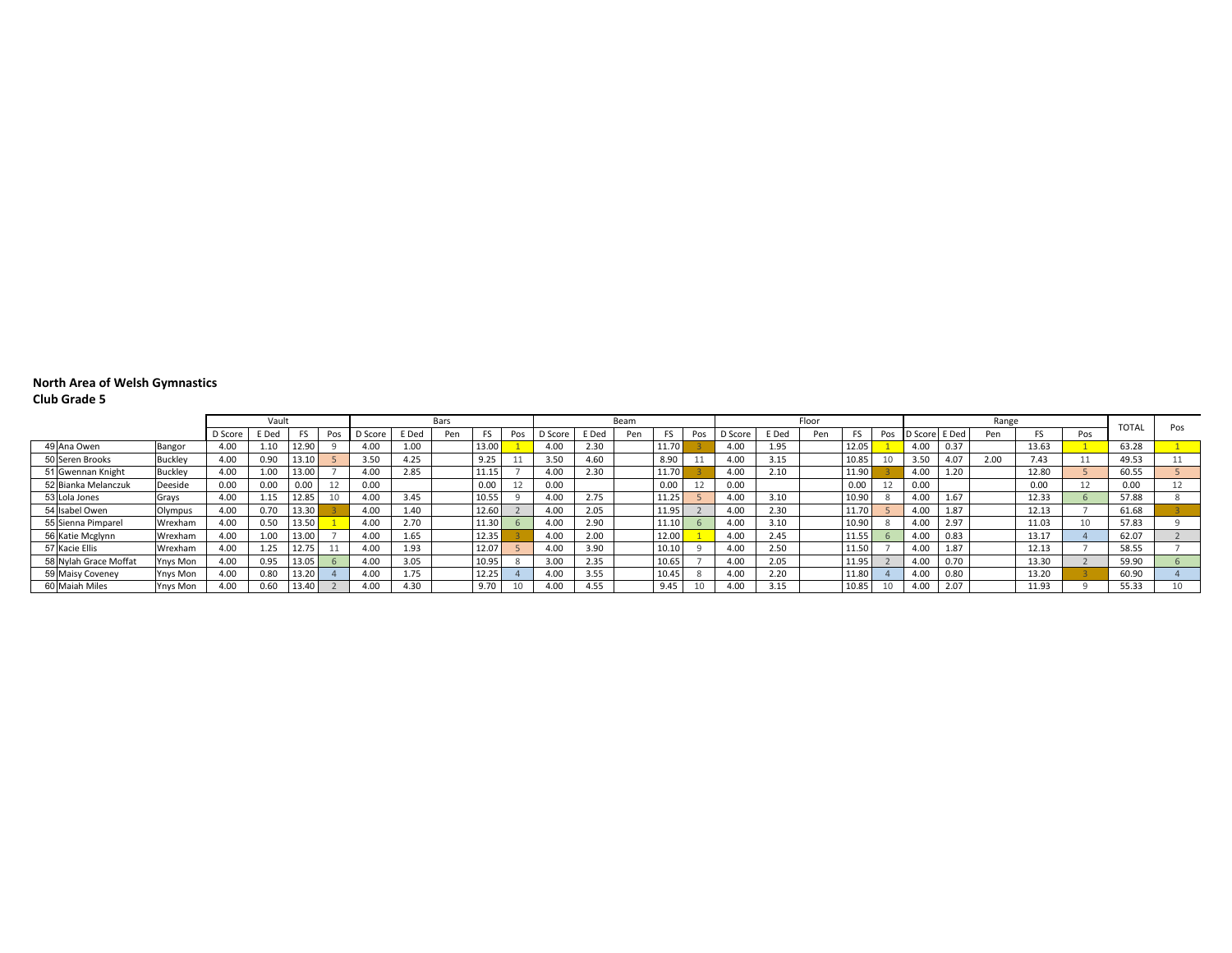**North Area of Welsh Gymnastics**
**Club Grade 5**

| | | | Vault | | | | Bars | | | | | Beam | | | | | Floor | | | | | Range | | | | | TOTAL | Pos |
|---|---|---|---|---|---|---|---|---|---|---|---|---|---|---|---|---|---|---|---|---|---|---|---|---|---|---|---|---|
| | | D Score | E Ded | FS | Pos | D Score | E Ded | Pen | FS | Pos | D Score | E Ded | Pen | FS | Pos | D Score | E Ded | Pen | FS | Pos | D Score | E Ded | Pen | FS | Pos | | |
| 49 Ana Owen | Bangor | 4.00 | 1.10 | 12.90 | 9 | 4.00 | 1.00 | | 13.00 | 1 | 4.00 | 2.30 | | 11.70 | 3 | 4.00 | 1.95 | | 12.05 | 1 | 4.00 | 0.37 | | 13.63 | 1 | 63.28 | 1 |
| 50 Seren Brooks | Buckley | 4.00 | 0.90 | 13.10 | 5 | 3.50 | 4.25 | | 9.25 | 11 | 3.50 | 4.60 | | 8.90 | 11 | 4.00 | 3.15 | | 10.85 | 10 | 3.50 | 4.07 | 2.00 | 7.43 | 11 | 49.53 | 11 |
| 51 Gwennan Knight | Buckley | 4.00 | 1.00 | 13.00 | 7 | 4.00 | 2.85 | | 11.15 | 7 | 4.00 | 2.30 | | 11.70 | 3 | 4.00 | 2.10 | | 11.90 | 3 | 4.00 | 1.20 | | 12.80 | 5 | 60.55 | 5 |
| 52 Bianka Melanczuk | Deeside | 0.00 | 0.00 | 0.00 | 12 | 0.00 | | | 0.00 | 12 | 0.00 | | | 0.00 | 12 | 0.00 | | | 0.00 | 12 | 0.00 | | | 0.00 | 12 | 0.00 | 12 |
| 53 Lola Jones | Grays | 4.00 | 1.15 | 12.85 | 10 | 4.00 | 3.45 | | 10.55 | 9 | 4.00 | 2.75 | | 11.25 | 5 | 4.00 | 3.10 | | 10.90 | 8 | 4.00 | 1.67 | | 12.33 | 6 | 57.88 | 8 |
| 54 Isabel Owen | Olympus | 4.00 | 0.70 | 13.30 | 3 | 4.00 | 1.40 | | 12.60 | 2 | 4.00 | 2.05 | | 11.95 | 2 | 4.00 | 2.30 | | 11.70 | 5 | 4.00 | 1.87 | | 12.13 | 7 | 61.68 | 3 |
| 55 Sienna Pimparel | Wrexham | 4.00 | 0.50 | 13.50 | 1 | 4.00 | 2.70 | | 11.30 | 6 | 4.00 | 2.90 | | 11.10 | 6 | 4.00 | 3.10 | | 10.90 | 8 | 4.00 | 2.97 | | 11.03 | 10 | 57.83 | 9 |
| 56 Katie Mcglynn | Wrexham | 4.00 | 1.00 | 13.00 | 7 | 4.00 | 1.65 | | 12.35 | 3 | 4.00 | 2.00 | | 12.00 | 1 | 4.00 | 2.45 | | 11.55 | 6 | 4.00 | 0.83 | | 13.17 | 4 | 62.07 | 2 |
| 57 Kacie Ellis | Wrexham | 4.00 | 1.25 | 12.75 | 11 | 4.00 | 1.93 | | 12.07 | 5 | 4.00 | 3.90 | | 10.10 | 9 | 4.00 | 2.50 | | 11.50 | 7 | 4.00 | 1.87 | | 12.13 | 7 | 58.55 | 7 |
| 58 Nylah Grace Moffat | Ynys Mon | 4.00 | 0.95 | 13.05 | 6 | 4.00 | 3.05 | | 10.95 | 8 | 3.00 | 2.35 | | 10.65 | 7 | 4.00 | 2.05 | | 11.95 | 2 | 4.00 | 0.70 | | 13.30 | 2 | 59.90 | 6 |
| 59 Maisy Coveney | Ynys Mon | 4.00 | 0.80 | 13.20 | 4 | 4.00 | 1.75 | | 12.25 | 4 | 4.00 | 3.55 | | 10.45 | 8 | 4.00 | 2.20 | | 11.80 | 4 | 4.00 | 0.80 | | 13.20 | 3 | 60.90 | 4 |
| 60 Maiah Miles | Ynys Mon | 4.00 | 0.60 | 13.40 | 2 | 4.00 | 4.30 | | 9.70 | 10 | 4.00 | 4.55 | | 9.45 | 10 | 4.00 | 3.15 | | 10.85 | 10 | 4.00 | 2.07 | | 11.93 | 9 | 55.33 | 10 |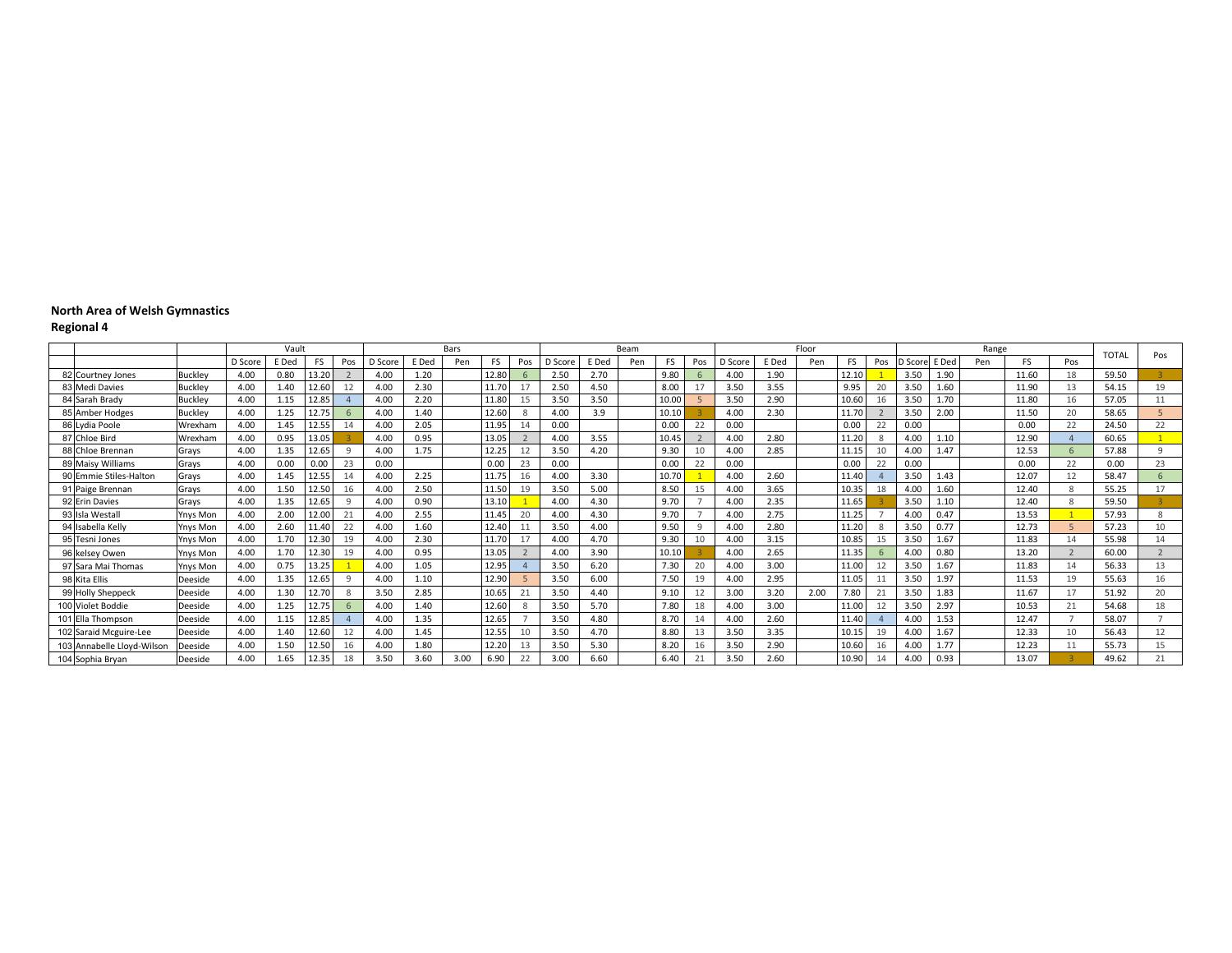**North Area of Welsh Gymnastics**
**Regional 4**

| | | | Vault | | | | Bars | | | | | Beam | | | | | Floor | | | | | Range | | | | | TOTAL | Pos |
|---|---|---|---|---|---|---|---|---|---|---|---|---|---|---|---|---|---|---|---|---|---|---|---|---|---|---|---|---|
| | | | D Score | E Ded | FS | Pos | D Score | E Ded | Pen | FS | Pos | D Score | E Ded | Pen | FS | Pos | D Score | E Ded | Pen | FS | Pos | D Score | E Ded | Pen | FS | Pos | | |
| 82 | Courtney Jones | Buckley | 4.00 | 0.80 | 13.20 | 2 | 4.00 | 1.20 | | 12.80 | 6 | 2.50 | 2.70 | | 9.80 | 6 | 4.00 | 1.90 | | 12.10 | 1 | 3.50 | 1.90 | | 11.60 | 18 | 59.50 | 3 |
| 83 | Medi Davies | Buckley | 4.00 | 1.40 | 12.60 | 12 | 4.00 | 2.30 | | 11.70 | 17 | 2.50 | 4.50 | | 8.00 | 17 | 3.50 | 3.55 | | 9.95 | 20 | 3.50 | 1.60 | | 11.90 | 13 | 54.15 | 19 |
| 84 | Sarah Brady | Buckley | 4.00 | 1.15 | 12.85 | 4 | 4.00 | 2.20 | | 11.80 | 15 | 3.50 | 3.50 | | 10.00 | 5 | 3.50 | 2.90 | | 10.60 | 16 | 3.50 | 1.70 | | 11.80 | 16 | 57.05 | 11 |
| 85 | Amber Hodges | Buckley | 4.00 | 1.25 | 12.75 | 6 | 4.00 | 1.40 | | 12.60 | 8 | 4.00 | 3.9 | | 10.10 | 3 | 4.00 | 2.30 | | 11.70 | 2 | 3.50 | 2.00 | | 11.50 | 20 | 58.65 | 5 |
| 86 | Lydia Poole | Wrexham | 4.00 | 1.45 | 12.55 | 14 | 4.00 | 2.05 | | 11.95 | 14 | 0.00 | | | 0.00 | 22 | 0.00 | | | 0.00 | 22 | 0.00 | | | 0.00 | 22 | 24.50 | 22 |
| 87 | Chloe Bird | Wrexham | 4.00 | 0.95 | 13.05 | 3 | 4.00 | 0.95 | | 13.05 | 2 | 4.00 | 3.55 | | 10.45 | 2 | 4.00 | 2.80 | | 11.20 | 8 | 4.00 | 1.10 | | 12.90 | 4 | 60.65 | 1 |
| 88 | Chloe Brennan | Grays | 4.00 | 1.35 | 12.65 | 9 | 4.00 | 1.75 | | 12.25 | 12 | 3.50 | 4.20 | | 9.30 | 10 | 4.00 | 2.85 | | 11.15 | 10 | 4.00 | 1.47 | | 12.53 | 6 | 57.88 | 9 |
| 89 | Maisy Williams | Grays | 4.00 | 0.00 | 0.00 | 23 | 0.00 | | | 0.00 | 23 | 0.00 | | | 0.00 | 22 | 0.00 | | | 0.00 | 22 | 0.00 | | | 0.00 | 22 | 0.00 | 23 |
| 90 | Emmie Stiles-Halton | Grays | 4.00 | 1.45 | 12.55 | 14 | 4.00 | 2.25 | | 11.75 | 16 | 4.00 | 3.30 | | 10.70 | 1 | 4.00 | 2.60 | | 11.40 | 4 | 3.50 | 1.43 | | 12.07 | 12 | 58.47 | 6 |
| 91 | Paige Brennan | Grays | 4.00 | 1.50 | 12.50 | 16 | 4.00 | 2.50 | | 11.50 | 19 | 3.50 | 5.00 | | 8.50 | 15 | 4.00 | 3.65 | | 10.35 | 18 | 4.00 | 1.60 | | 12.40 | 8 | 55.25 | 17 |
| 92 | Erin Davies | Grays | 4.00 | 1.35 | 12.65 | 9 | 4.00 | 0.90 | | 13.10 | 1 | 4.00 | 4.30 | | 9.70 | 7 | 4.00 | 2.35 | | 11.65 | 3 | 3.50 | 1.10 | | 12.40 | 8 | 59.50 | 3 |
| 93 | Isla Westall | Ynys Mon | 4.00 | 2.00 | 12.00 | 21 | 4.00 | 2.55 | | 11.45 | 20 | 4.00 | 4.30 | | 9.70 | 7 | 4.00 | 2.75 | | 11.25 | 7 | 4.00 | 0.47 | | 13.53 | 1 | 57.93 | 8 |
| 94 | Isabella Kelly | Ynys Mon | 4.00 | 2.60 | 11.40 | 22 | 4.00 | 1.60 | | 12.40 | 11 | 3.50 | 4.00 | | 9.50 | 9 | 4.00 | 2.80 | | 11.20 | 8 | 3.50 | 0.77 | | 12.73 | 5 | 57.23 | 10 |
| 95 | Tesni Jones | Ynys Mon | 4.00 | 1.70 | 12.30 | 19 | 4.00 | 2.30 | | 11.70 | 17 | 4.00 | 4.70 | | 9.30 | 10 | 4.00 | 3.15 | | 10.85 | 15 | 3.50 | 1.67 | | 11.83 | 14 | 55.98 | 14 |
| 96 | kelsey Owen | Ynys Mon | 4.00 | 1.70 | 12.30 | 19 | 4.00 | 0.95 | | 13.05 | 2 | 4.00 | 3.90 | | 10.10 | 3 | 4.00 | 2.65 | | 11.35 | 6 | 4.00 | 0.80 | | 13.20 | 2 | 60.00 | 2 |
| 97 | Sara Mai Thomas | Ynys Mon | 4.00 | 0.75 | 13.25 | 1 | 4.00 | 1.05 | | 12.95 | 4 | 3.50 | 6.20 | | 7.30 | 20 | 4.00 | 3.00 | | 11.00 | 12 | 3.50 | 1.67 | | 11.83 | 14 | 56.33 | 13 |
| 98 | Kita Ellis | Deeside | 4.00 | 1.35 | 12.65 | 9 | 4.00 | 1.10 | | 12.90 | 5 | 3.50 | 6.00 | | 7.50 | 19 | 4.00 | 2.95 | | 11.05 | 11 | 3.50 | 1.97 | | 11.53 | 19 | 55.63 | 16 |
| 99 | Holly Sheppeck | Deeside | 4.00 | 1.30 | 12.70 | 8 | 3.50 | 2.85 | | 10.65 | 21 | 3.50 | 4.40 | | 9.10 | 12 | 3.00 | 3.20 | 2.00 | 7.80 | 21 | 3.50 | 1.83 | | 11.67 | 17 | 51.92 | 20 |
| 100 | Violet Boddie | Deeside | 4.00 | 1.25 | 12.75 | 6 | 4.00 | 1.40 | | 12.60 | 8 | 3.50 | 5.70 | | 7.80 | 18 | 4.00 | 3.00 | | 11.00 | 12 | 3.50 | 2.97 | | 10.53 | 21 | 54.68 | 18 |
| 101 | Ella Thompson | Deeside | 4.00 | 1.15 | 12.85 | 4 | 4.00 | 1.35 | | 12.65 | 7 | 3.50 | 4.80 | | 8.70 | 14 | 4.00 | 2.60 | | 11.40 | 4 | 4.00 | 1.53 | | 12.47 | 7 | 58.07 | 7 |
| 102 | Saraid Mcguire-Lee | Deeside | 4.00 | 1.40 | 12.60 | 12 | 4.00 | 1.45 | | 12.55 | 10 | 3.50 | 4.70 | | 8.80 | 13 | 3.50 | 3.35 | | 10.15 | 19 | 4.00 | 1.67 | | 12.33 | 10 | 56.43 | 12 |
| 103 | Annabelle Lloyd-Wilson | Deeside | 4.00 | 1.50 | 12.50 | 16 | 4.00 | 1.80 | | 12.20 | 13 | 3.50 | 5.30 | | 8.20 | 16 | 3.50 | 2.90 | | 10.60 | 16 | 4.00 | 1.77 | | 12.23 | 11 | 55.73 | 15 |
| 104 | Sophia Bryan | Deeside | 4.00 | 1.65 | 12.35 | 18 | 3.50 | 3.60 | 3.00 | 6.90 | 22 | 3.00 | 6.60 | | 6.40 | 21 | 3.50 | 2.60 | | 10.90 | 14 | 4.00 | 0.93 | | 13.07 | 3 | 49.62 | 21 |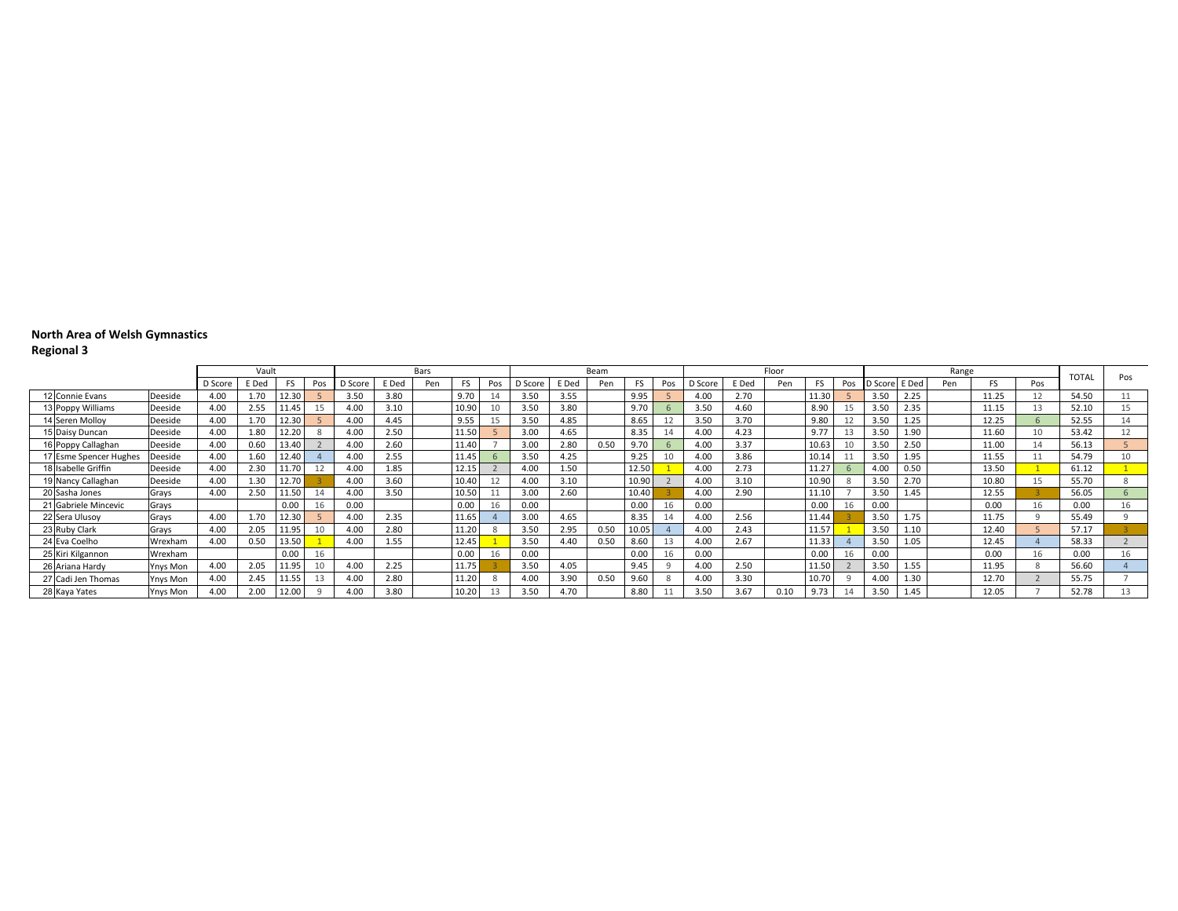**North Area of Welsh Gymnastics**
**Regional 3**

| | | | Vault | | | | Bars | | | | | Beam | | | | | Floor | | | | | Range | | | | | TOTAL | Pos |
|---|---|---|---|---|---|---|---|---|---|---|---|---|---|---|---|---|---|---|---|---|---|---|---|---|---|---|---|---|
| | | D Score | E Ded | FS | Pos | D Score | E Ded | Pen | FS | Pos | D Score | E Ded | Pen | FS | Pos | D Score | E Ded | Pen | FS | Pos | D Score | E Ded | Pen | FS | Pos | | |
| 12 Connie Evans | Deeside | 4.00 | 1.70 | 12.30 | 5 | 3.50 | 3.80 | | 9.70 | 14 | 3.50 | 3.55 | | 9.95 | 5 | 4.00 | 2.70 | | 11.30 | 5 | 3.50 | 2.25 | | 11.25 | 12 | 54.50 | 11 |
| 13 Poppy Williams | Deeside | 4.00 | 2.55 | 11.45 | 15 | 4.00 | 3.10 | | 10.90 | 10 | 3.50 | 3.80 | | 9.70 | 6 | 3.50 | 4.60 | | 8.90 | 15 | 3.50 | 2.35 | | 11.15 | 13 | 52.10 | 15 |
| 14 Seren Molloy | Deeside | 4.00 | 1.70 | 12.30 | 5 | 4.00 | 4.45 | | 9.55 | 15 | 3.50 | 4.85 | | 8.65 | 12 | 3.50 | 3.70 | | 9.80 | 12 | 3.50 | 1.25 | | 12.25 | 6 | 52.55 | 14 |
| 15 Daisy Duncan | Deeside | 4.00 | 1.80 | 12.20 | 8 | 4.00 | 2.50 | | 11.50 | 5 | 3.00 | 4.65 | | 8.35 | 14 | 4.00 | 4.23 | | 9.77 | 13 | 3.50 | 1.90 | | 11.60 | 10 | 53.42 | 12 |
| 16 Poppy Callaghan | Deeside | 4.00 | 0.60 | 13.40 | 2 | 4.00 | 2.60 | | 11.40 | 7 | 3.00 | 2.80 | 0.50 | 9.70 | 6 | 4.00 | 3.37 | | 10.63 | 10 | 3.50 | 2.50 | | 11.00 | 14 | 56.13 | 5 |
| 17 Esme Spencer Hughes | Deeside | 4.00 | 1.60 | 12.40 | 4 | 4.00 | 2.55 | | 11.45 | 6 | 3.50 | 4.25 | | 9.25 | 10 | 4.00 | 3.86 | | 10.14 | 11 | 3.50 | 1.95 | | 11.55 | 11 | 54.79 | 10 |
| 18 Isabelle Griffin | Deeside | 4.00 | 2.30 | 11.70 | 12 | 4.00 | 1.85 | | 12.15 | 2 | 4.00 | 1.50 | | 12.50 | 1 | 4.00 | 2.73 | | 11.27 | 6 | 4.00 | 0.50 | | 13.50 | 1 | 61.12 | 1 |
| 19 Nancy Callaghan | Deeside | 4.00 | 1.30 | 12.70 | 3 | 4.00 | 3.60 | | 10.40 | 12 | 4.00 | 3.10 | | 10.90 | 2 | 4.00 | 3.10 | | 10.90 | 8 | 3.50 | 2.70 | | 10.80 | 15 | 55.70 | 8 |
| 20 Sasha Jones | Grays | 4.00 | 2.50 | 11.50 | 14 | 4.00 | 3.50 | | 10.50 | 11 | 3.00 | 2.60 | | 10.40 | 3 | 4.00 | 2.90 | | 11.10 | 7 | 3.50 | 1.45 | | 12.55 | 3 | 56.05 | 6 |
| 21 Gabriele Mincevic | Grays | | | 0.00 | 16 | 0.00 | | | 0.00 | 16 | 0.00 | | | 0.00 | 16 | 0.00 | | | 0.00 | 16 | 0.00 | | | 0.00 | 16 | 0.00 | 16 |
| 22 Sera Ulusoy | Grays | 4.00 | 1.70 | 12.30 | 5 | 4.00 | 2.35 | | 11.65 | 4 | 3.00 | 4.65 | | 8.35 | 14 | 4.00 | 2.56 | | 11.44 | 3 | 3.50 | 1.75 | | 11.75 | 9 | 55.49 | 9 |
| 23 Ruby Clark | Grays | 4.00 | 2.05 | 11.95 | 10 | 4.00 | 2.80 | | 11.20 | 8 | 3.50 | 2.95 | 0.50 | 10.05 | 4 | 4.00 | 2.43 | | 11.57 | 1 | 3.50 | 1.10 | | 12.40 | 5 | 57.17 | 3 |
| 24 Eva Coelho | Wrexham | 4.00 | 0.50 | 13.50 | 1 | 4.00 | 1.55 | | 12.45 | 1 | 3.50 | 4.40 | 0.50 | 8.60 | 13 | 4.00 | 2.67 | | 11.33 | 4 | 3.50 | 1.05 | | 12.45 | 4 | 58.33 | 2 |
| 25 Kiri Kilgannon | Wrexham | | | 0.00 | 16 | | | | 0.00 | 16 | 0.00 | | | 0.00 | 16 | 0.00 | | | 0.00 | 16 | 0.00 | | | 0.00 | 16 | 0.00 | 16 |
| 26 Ariana Hardy | Ynys Mon | 4.00 | 2.05 | 11.95 | 10 | 4.00 | 2.25 | | 11.75 | 3 | 3.50 | 4.05 | | 9.45 | 9 | 4.00 | 2.50 | | 11.50 | 2 | 3.50 | 1.55 | | 11.95 | 8 | 56.60 | 4 |
| 27 Cadi Jen Thomas | Ynys Mon | 4.00 | 2.45 | 11.55 | 13 | 4.00 | 2.80 | | 11.20 | 8 | 4.00 | 3.90 | 0.50 | 9.60 | 8 | 4.00 | 3.30 | | 10.70 | 9 | 4.00 | 1.30 | | 12.70 | 2 | 55.75 | 7 |
| 28 Kaya Yates | Ynys Mon | 4.00 | 2.00 | 12.00 | 9 | 4.00 | 3.80 | | 10.20 | 13 | 3.50 | 4.70 | | 8.80 | 11 | 3.50 | 3.67 | 0.10 | 9.73 | 14 | 3.50 | 1.45 | | 12.05 | 7 | 52.78 | 13 |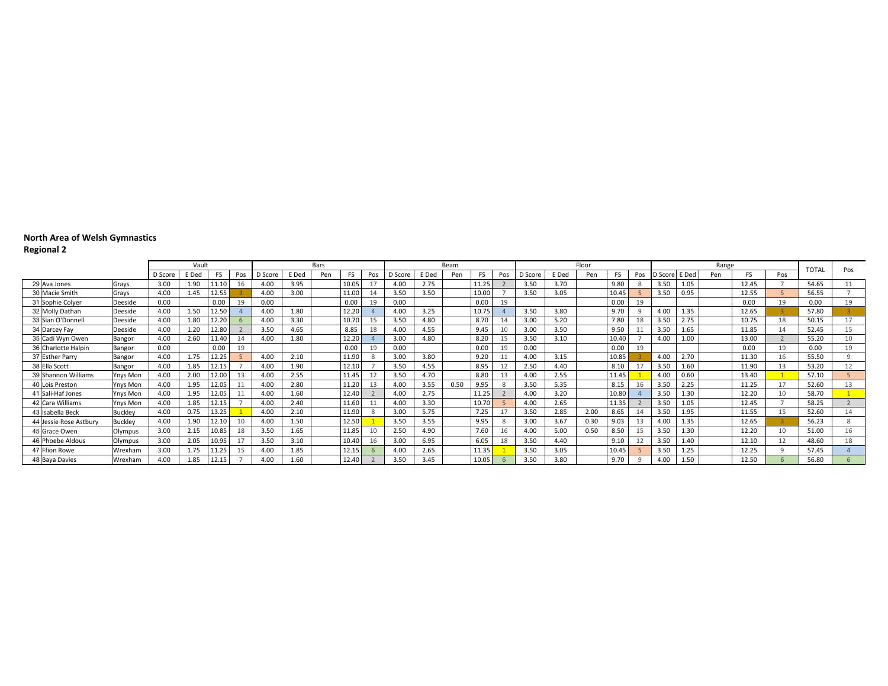**North Area of Welsh Gymnastics**
**Regional 2**

| | | | Vault | | | | | Bars | | | | | | Beam | | | | | | Floor | | | | | | Range | | | | TOTAL | Pos |
|---|---|---|---|---|---|---|---|---|---|---|---|---|---|---|---|---|---|---|---|---|---|---|---|---|---|---|---|---|---|---|---|
| | | D Score | E Ded | FS | Pos | D Score | E Ded | Pen | FS | Pos | D Score | E Ded | Pen | FS | Pos | D Score | E Ded | Pen | FS | Pos | D Score | E Ded | Pen | FS | Pos | | |
| 29 | Ava Jones | Grays | 3.00 | 1.90 | 11.10 | 16 | 4.00 | 3.95 | | 10.05 | 17 | 4.00 | 2.75 | | 11.25 | 2 | 3.50 | 3.70 | | 9.80 | 8 | 3.50 | 1.05 | | 12.45 | 7 | 54.65 | 11 |
| 30 | Macie Smith | Grays | 4.00 | 1.45 | 12.55 | 3 | 4.00 | 3.00 | | 11.00 | 14 | 3.50 | 3.50 | | 10.00 | 7 | 3.50 | 3.05 | | 10.45 | 5 | 3.50 | 0.95 | | 12.55 | 5 | 56.55 | 7 |
| 31 | Sophie Colyer | Deeside | 0.00 | | 0.00 | 19 | 0.00 | | | 0.00 | 19 | 0.00 | | | 0.00 | 19 | | | | 0.00 | 19 | | | | 0.00 | 19 | 0.00 | 19 |
| 32 | Molly Dathan | Deeside | 4.00 | 1.50 | 12.50 | 4 | 4.00 | 1.80 | | 12.20 | 4 | 4.00 | 3.25 | | 10.75 | 4 | 3.50 | 3.80 | | 9.70 | 9 | 4.00 | 1.35 | | 12.65 | 3 | 57.80 | 3 |
| 33 | Sian O'Donnell | Deeside | 4.00 | 1.80 | 12.20 | 6 | 4.00 | 3.30 | | 10.70 | 15 | 3.50 | 4.80 | | 8.70 | 14 | 3.00 | 5.20 | | 7.80 | 18 | 3.50 | 2.75 | | 10.75 | 18 | 50.15 | 17 |
| 34 | Darcey Fay | Deeside | 4.00 | 1.20 | 12.80 | 2 | 3.50 | 4.65 | | 8.85 | 18 | 4.00 | 4.55 | | 9.45 | 10 | 3.00 | 3.50 | | 9.50 | 11 | 3.50 | 1.65 | | 11.85 | 14 | 52.45 | 15 |
| 35 | Cadi Wyn Owen | Bangor | 4.00 | 2.60 | 11.40 | 14 | 4.00 | 1.80 | | 12.20 | 4 | 3.00 | 4.80 | | 8.20 | 15 | 3.50 | 3.10 | | 10.40 | 7 | 4.00 | 1.00 | | 13.00 | 2 | 55.20 | 10 |
| 36 | Charlotte Halpin | Bangor | 0.00 | | 0.00 | 19 | | | | 0.00 | 19 | 0.00 | | | 0.00 | 19 | 0.00 | | | 0.00 | 19 | | | | 0.00 | 19 | 0.00 | 19 |
| 37 | Esther Parry | Bangor | 4.00 | 1.75 | 12.25 | 5 | 4.00 | 2.10 | | 11.90 | 8 | 3.00 | 3.80 | | 9.20 | 11 | 4.00 | 3.15 | | 10.85 | 3 | 4.00 | 2.70 | | 11.30 | 16 | 55.50 | 9 |
| 38 | Ella Scott | Bangor | 4.00 | 1.85 | 12.15 | 7 | 4.00 | 1.90 | | 12.10 | 7 | 3.50 | 4.55 | | 8.95 | 12 | 2.50 | 4.40 | | 8.10 | 17 | 3.50 | 1.60 | | 11.90 | 13 | 53.20 | 12 |
| 39 | Shannon Williams | Ynys Mon | 4.00 | 2.00 | 12.00 | 13 | 4.00 | 2.55 | | 11.45 | 12 | 3.50 | 4.70 | | 8.80 | 13 | 4.00 | 2.55 | | 11.45 | 1 | 4.00 | 0.60 | | 13.40 | 1 | 57.10 | 5 |
| 40 | Lois Preston | Ynys Mon | 4.00 | 1.95 | 12.05 | 11 | 4.00 | 2.80 | | 11.20 | 13 | 4.00 | 3.55 | 0.50 | 9.95 | 8 | 3.50 | 5.35 | | 8.15 | 16 | 3.50 | 2.25 | | 11.25 | 17 | 52.60 | 13 |
| 41 | Sali-Haf Jones | Ynys Mon | 4.00 | 1.95 | 12.05 | 11 | 4.00 | 1.60 | | 12.40 | 2 | 4.00 | 2.75 | | 11.25 | 2 | 4.00 | 3.20 | | 10.80 | 4 | 3.50 | 1.30 | | 12.20 | 10 | 58.70 | 1 |
| 42 | Cara Williams | Ynys Mon | 4.00 | 1.85 | 12.15 | 7 | 4.00 | 2.40 | | 11.60 | 11 | 4.00 | 3.30 | | 10.70 | 5 | 4.00 | 2.65 | | 11.35 | 2 | 3.50 | 1.05 | | 12.45 | 7 | 58.25 | 2 |
| 43 | Isabella Beck | Buckley | 4.00 | 0.75 | 13.25 | 1 | 4.00 | 2.10 | | 11.90 | 8 | 3.00 | 5.75 | | 7.25 | 17 | 3.50 | 2.85 | 2.00 | 8.65 | 14 | 3.50 | 1.95 | | 11.55 | 15 | 52.60 | 14 |
| 44 | Jessie Rose Astbury | Buckley | 4.00 | 1.90 | 12.10 | 10 | 4.00 | 1.50 | | 12.50 | 1 | 3.50 | 3.55 | | 9.95 | 8 | 3.00 | 3.67 | 0.30 | 9.03 | 13 | 4.00 | 1.35 | | 12.65 | 3 | 56.23 | 8 |
| 45 | Grace Owen | Olympus | 3.00 | 2.15 | 10.85 | 18 | 3.50 | 1.65 | | 11.85 | 10 | 2.50 | 4.90 | | 7.60 | 16 | 4.00 | 5.00 | 0.50 | 8.50 | 15 | 3.50 | 1.30 | | 12.20 | 10 | 51.00 | 16 |
| 46 | Phoebe Aldous | Olympus | 3.00 | 2.05 | 10.95 | 17 | 3.50 | 3.10 | | 10.40 | 16 | 3.00 | 6.95 | | 6.05 | 18 | 3.50 | 4.40 | | 9.10 | 12 | 3.50 | 1.40 | | 12.10 | 12 | 48.60 | 18 |
| 47 | Ffion Rowe | Wrexham | 3.00 | 1.75 | 11.25 | 15 | 4.00 | 1.85 | | 12.15 | 6 | 4.00 | 2.65 | | 11.35 | 1 | 3.50 | 3.05 | | 10.45 | 5 | 3.50 | 1.25 | | 12.25 | 9 | 57.45 | 4 |
| 48 | Baya Davies | Wrexham | 4.00 | 1.85 | 12.15 | 7 | 4.00 | 1.60 | | 12.40 | 2 | 3.50 | 3.45 | | 10.05 | 6 | 3.50 | 3.80 | | 9.70 | 9 | 4.00 | 1.50 | | 12.50 | 6 | 56.80 | 6 |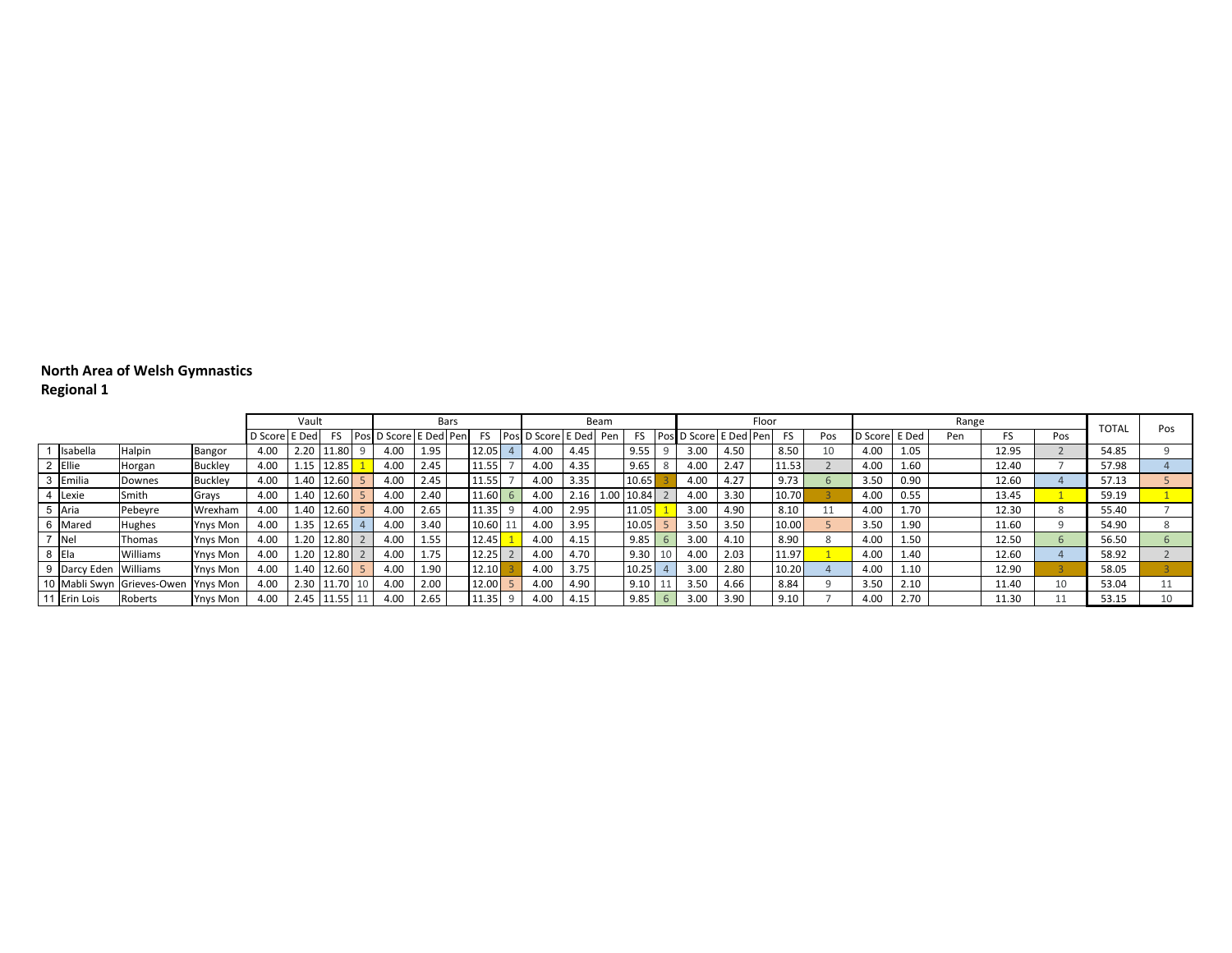**North Area of Welsh Gymnastics**
**Regional 1**

| | | | | Vault | | | | Bars | | | | | Beam | | | | | Floor | | | | | Range | | | | | TOTAL | Pos |
|---|---|---|---|---|---|---|---|---|---|---|---|---|---|---|---|---|---|---|---|---|---|---|---|---|---|---|---|---|---|
| | | | | D Score | E Ded | FS | Pos | D Score | E Ded | Pen | FS | Pos | D Score | E Ded | Pen | FS | Pos | D Score | E Ded | Pen | FS | Pos | D Score | E Ded | Pen | FS | Pos | | |
| 1 | Isabella | Halpin | Bangor | 4.00 | 2.20 | 11.80 | 9 | 4.00 | 1.95 | | 12.05 | 4 | 4.00 | 4.45 | | 9.55 | 9 | 3.00 | 4.50 | | 8.50 | 10 | 4.00 | 1.05 | | 12.95 | 2 | 54.85 | 9 |
| 2 | Ellie | Horgan | Buckley | 4.00 | 1.15 | 12.85 | 1 | 4.00 | 2.45 | | 11.55 | 7 | 4.00 | 4.35 | | 9.65 | 8 | 4.00 | 2.47 | | 11.53 | 2 | 4.00 | 1.60 | | 12.40 | 7 | 57.98 | 4 |
| 3 | Emilia | Downes | Buckley | 4.00 | 1.40 | 12.60 | 5 | 4.00 | 2.45 | | 11.55 | 7 | 4.00 | 3.35 | | 10.65 | 3 | 4.00 | 4.27 | | 9.73 | 6 | 3.50 | 0.90 | | 12.60 | 4 | 57.13 | 5 |
| 4 | Lexie | Smith | Grays | 4.00 | 1.40 | 12.60 | 5 | 4.00 | 2.40 | | 11.60 | 6 | 4.00 | 2.16 | 1.00 | 10.84 | 2 | 4.00 | 3.30 | | 10.70 | 3 | 4.00 | 0.55 | | 13.45 | 1 | 59.19 | 1 |
| 5 | Aria | Pebeyre | Wrexham | 4.00 | 1.40 | 12.60 | 5 | 4.00 | 2.65 | | 11.35 | 9 | 4.00 | 2.95 | | 11.05 | 1 | 3.00 | 4.90 | | 8.10 | 11 | 4.00 | 1.70 | | 12.30 | 8 | 55.40 | 7 |
| 6 | Mared | Hughes | Ynys Mon | 4.00 | 1.35 | 12.65 | 4 | 4.00 | 3.40 | | 10.60 | 11 | 4.00 | 3.95 | | 10.05 | 5 | 3.50 | 3.50 | | 10.00 | 5 | 3.50 | 1.90 | | 11.60 | 9 | 54.90 | 8 |
| 7 | Nel | Thomas | Ynys Mon | 4.00 | 1.20 | 12.80 | 2 | 4.00 | 1.55 | | 12.45 | 1 | 4.00 | 4.15 | | 9.85 | 6 | 3.00 | 4.10 | | 8.90 | 8 | 4.00 | 1.50 | | 12.50 | 6 | 56.50 | 6 |
| 8 | Ela | Williams | Ynys Mon | 4.00 | 1.20 | 12.80 | 2 | 4.00 | 1.75 | | 12.25 | 2 | 4.00 | 4.70 | | 9.30 | 10 | 4.00 | 2.03 | | 11.97 | 1 | 4.00 | 1.40 | | 12.60 | 4 | 58.92 | 2 |
| 9 | Darcy Eden | Williams | Ynys Mon | 4.00 | 1.40 | 12.60 | 5 | 4.00 | 1.90 | | 12.10 | 3 | 4.00 | 3.75 | | 10.25 | 4 | 3.00 | 2.80 | | 10.20 | 4 | 4.00 | 1.10 | | 12.90 | 3 | 58.05 | 3 |
| 10 | Mabli Swyn | Grieves-Owen | Ynys Mon | 4.00 | 2.30 | 11.70 | 10 | 4.00 | 2.00 | | 12.00 | 5 | 4.00 | 4.90 | | 9.10 | 11 | 3.50 | 4.66 | | 8.84 | 9 | 3.50 | 2.10 | | 11.40 | 10 | 53.04 | 11 |
| 11 | Erin Lois | Roberts | Ynys Mon | 4.00 | 2.45 | 11.55 | 11 | 4.00 | 2.65 | | 11.35 | 9 | 4.00 | 4.15 | | 9.85 | 6 | 3.00 | 3.90 | | 9.10 | 7 | 4.00 | 2.70 | | 11.30 | 11 | 53.15 | 10 |